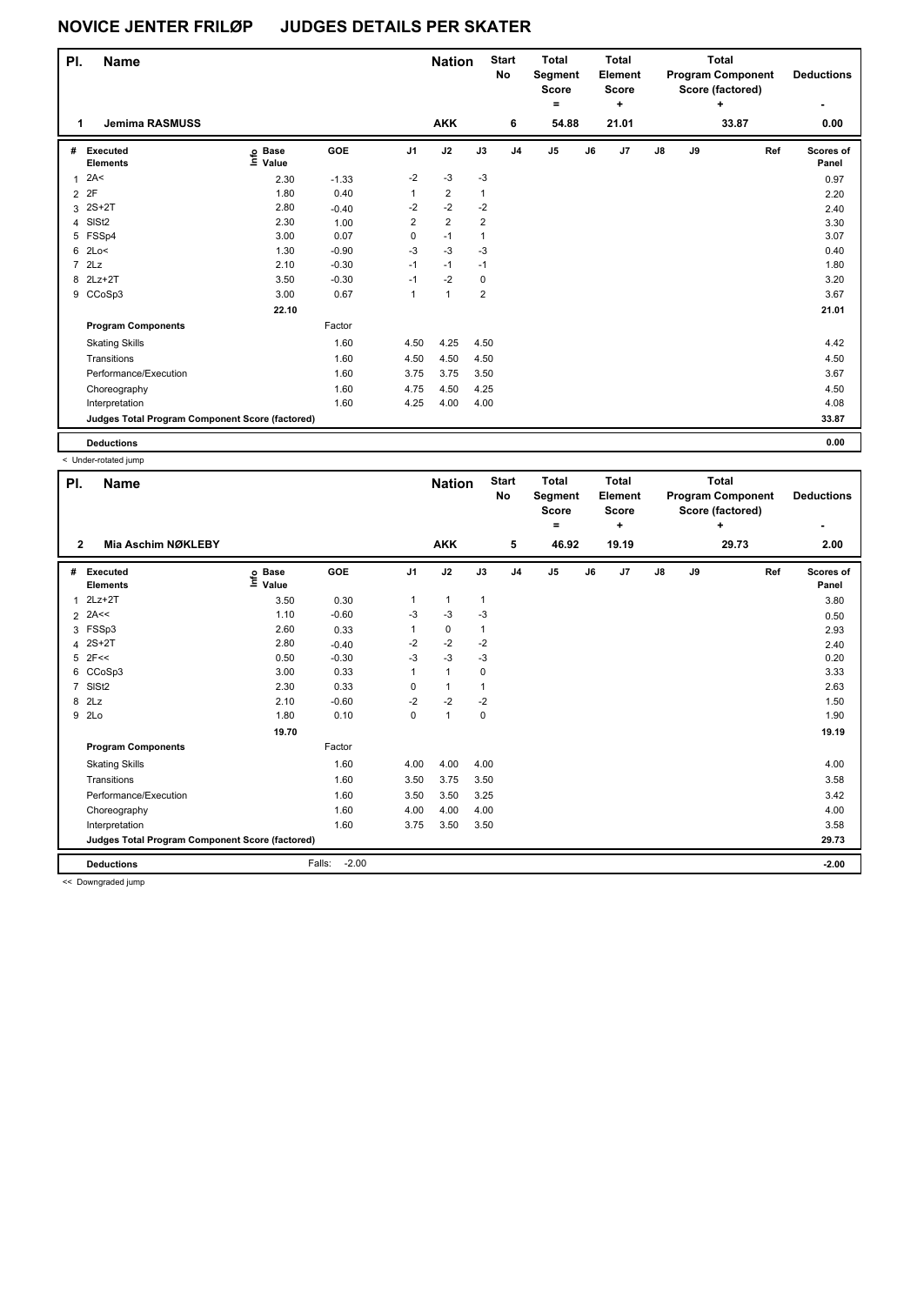# NOVICE JENTER FRILØP JUDGES DETAILS PER SKATER

| Pl. | Name | Nation | Start No | Total Segment Score = | Total Element Score + | Total Program Component Score (factored) + | Deductions - |
|---|---|---|---|---|---|---|---|
| 1 | Jemima RASMUSS | AKK | 6 | 54.88 | 21.01 | 33.87 | 0.00 |

| # | Executed Elements | Info | Base Value | GOE | J1 | J2 | J3 | J4 | J5 | J6 | J7 | J8 | J9 | Ref | Scores of Panel |
|---|---|---|---|---|---|---|---|---|---|---|---|---|---|---|---|
| 1 | 2A< | | 2.30 | -1.33 | -2 | -3 | -3 | | | | | | | | 0.97 |
| 2 | 2F | | 1.80 | 0.40 | 1 | 2 | 1 | | | | | | | | 2.20 |
| 3 | 2S+2T | | 2.80 | -0.40 | -2 | -2 | -2 | | | | | | | | 2.40 |
| 4 | SlSt2 | | 2.30 | 1.00 | 2 | 2 | 2 | | | | | | | | 3.30 |
| 5 | FSSp4 | | 3.00 | 0.07 | 0 | -1 | 1 | | | | | | | | 3.07 |
| 6 | 2Lo< | | 1.30 | -0.90 | -3 | -3 | -3 | | | | | | | | 0.40 |
| 7 | 2Lz | | 2.10 | -0.30 | -1 | -1 | -1 | | | | | | | | 1.80 |
| 8 | 2Lz+2T | | 3.50 | -0.30 | -1 | -2 | 0 | | | | | | | | 3.20 |
| 9 | CCoSp3 | | 3.00 | 0.67 | 1 | 1 | 2 | | | | | | | | 3.67 |
| | | | 22.10 | | | | | | | | | | | | 21.01 |
| | **Program Components** | | | Factor | | | | | | | | | | | |
| | Skating Skills | | | 1.60 | 4.50 | 4.25 | 4.50 | | | | | | | | 4.42 |
| | Transitions | | | 1.60 | 4.50 | 4.50 | 4.50 | | | | | | | | 4.50 |
| | Performance/Execution | | | 1.60 | 3.75 | 3.75 | 3.50 | | | | | | | | 3.67 |
| | Choreography | | | 1.60 | 4.75 | 4.50 | 4.25 | | | | | | | | 4.50 |
| | Interpretation | | | 1.60 | 4.25 | 4.00 | 4.00 | | | | | | | | 4.08 |
| | **Judges Total Program Component Score (factored)** | | | | | | | | | | | | | | 33.87 |
| | **Deductions** | | | | | | | | | | | | | | 0.00 |

< Under-rotated jump

| Pl. | Name | Nation | Start No | Total Segment Score = | Total Element Score + | Total Program Component Score (factored) + | Deductions - |
|---|---|---|---|---|---|---|---|
| 2 | Mia Aschim NØKLEBY | AKK | 5 | 46.92 | 19.19 | 29.73 | 2.00 |

| # | Executed Elements | Info | Base Value | GOE | J1 | J2 | J3 | J4 | J5 | J6 | J7 | J8 | J9 | Ref | Scores of Panel |
|---|---|---|---|---|---|---|---|---|---|---|---|---|---|---|---|
| 1 | 2Lz+2T | | 3.50 | 0.30 | 1 | 1 | 1 | | | | | | | | 3.80 |
| 2 | 2A<< | | 1.10 | -0.60 | -3 | -3 | -3 | | | | | | | | 0.50 |
| 3 | FSSp3 | | 2.60 | 0.33 | 1 | 0 | 1 | | | | | | | | 2.93 |
| 4 | 2S+2T | | 2.80 | -0.40 | -2 | -2 | -2 | | | | | | | | 2.40 |
| 5 | 2F<< | | 0.50 | -0.30 | -3 | -3 | -3 | | | | | | | | 0.20 |
| 6 | CCoSp3 | | 3.00 | 0.33 | 1 | 1 | 0 | | | | | | | | 3.33 |
| 7 | SlSt2 | | 2.30 | 0.33 | 0 | 1 | 1 | | | | | | | | 2.63 |
| 8 | 2Lz | | 2.10 | -0.60 | -2 | -2 | -2 | | | | | | | | 1.50 |
| 9 | 2Lo | | 1.80 | 0.10 | 0 | 1 | 0 | | | | | | | | 1.90 |
| | | | 19.70 | | | | | | | | | | | | 19.19 |
| | **Program Components** | | | Factor | | | | | | | | | | | |
| | Skating Skills | | | 1.60 | 4.00 | 4.00 | 4.00 | | | | | | | | 4.00 |
| | Transitions | | | 1.60 | 3.50 | 3.75 | 3.50 | | | | | | | | 3.58 |
| | Performance/Execution | | | 1.60 | 3.50 | 3.50 | 3.25 | | | | | | | | 3.42 |
| | Choreography | | | 1.60 | 4.00 | 4.00 | 4.00 | | | | | | | | 4.00 |
| | Interpretation | | | 1.60 | 3.75 | 3.50 | 3.50 | | | | | | | | 3.58 |
| | **Judges Total Program Component Score (factored)** | | | | | | | | | | | | | | 29.73 |
| | **Deductions** | | | Falls: -2.00 | | | | | | | | | | | -2.00 |

<< Downgraded jump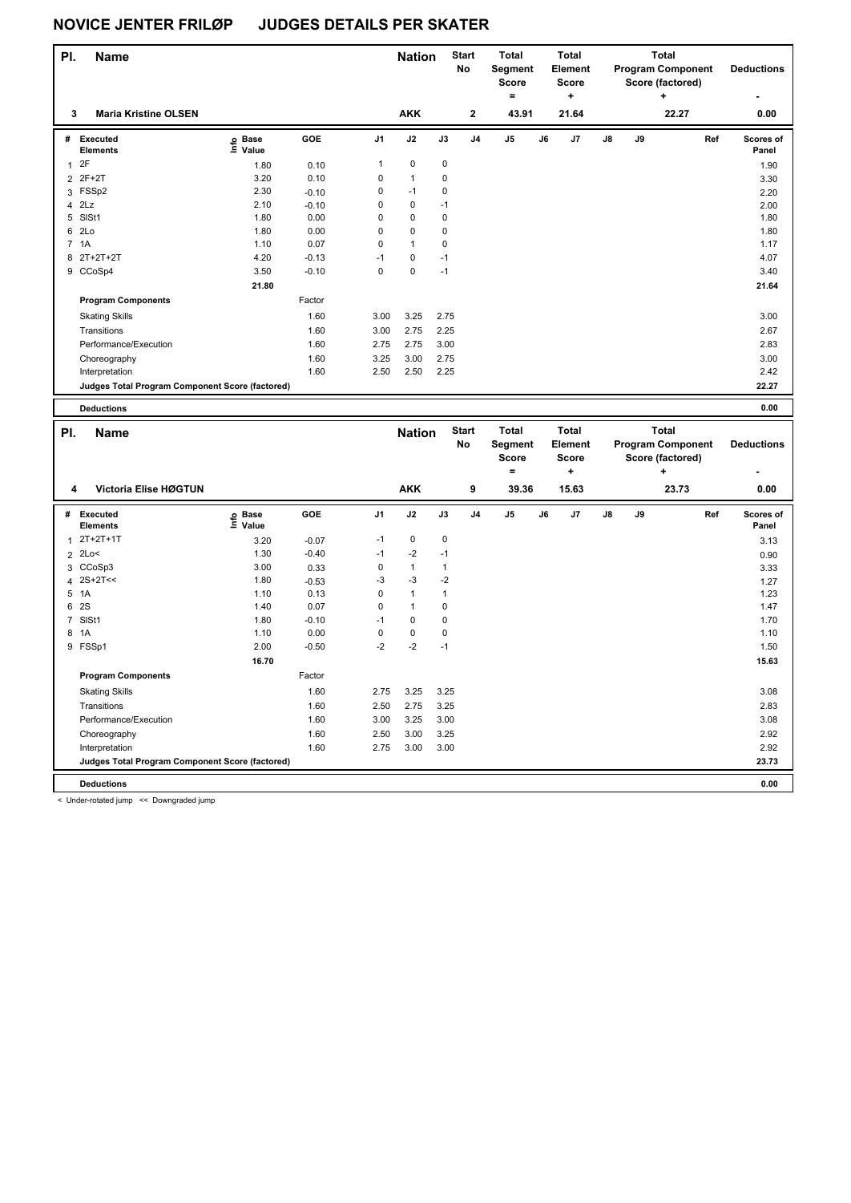## NOVICE JENTER FRILØP JUDGES DETAILS PER SKATER

| Pl. | Name | Nation | Start No | Total Segment Score = | Total Element Score + | Total Program Component Score (factored) + | Deductions - |
|---|---|---|---|---|---|---|---|
| 3 | Maria Kristine OLSEN | AKK | 2 | 43.91 | 21.64 | 22.27 | 0.00 |

| # | Executed Elements | Info | Base Value | GOE | J1 | J2 | J3 | J4 | J5 | J6 | J7 | J8 | J9 | Ref | Scores of Panel |
|---|---|---|---|---|---|---|---|---|---|---|---|---|---|---|---|
| 1 | 2F | | 1.80 | 0.10 | 1 | 0 | 0 | | | | | | | | 1.90 |
| 2 | 2F+2T | | 3.20 | 0.10 | 0 | 1 | 0 | | | | | | | | 3.30 |
| 3 | FSSp2 | | 2.30 | -0.10 | 0 | -1 | 0 | | | | | | | | 2.20 |
| 4 | 2Lz | | 2.10 | -0.10 | 0 | 0 | -1 | | | | | | | | 2.00 |
| 5 | SlSt1 | | 1.80 | 0.00 | 0 | 0 | 0 | | | | | | | | 1.80 |
| 6 | 2Lo | | 1.80 | 0.00 | 0 | 0 | 0 | | | | | | | | 1.80 |
| 7 | 1A | | 1.10 | 0.07 | 0 | 1 | 0 | | | | | | | | 1.17 |
| 8 | 2T+2T+2T | | 4.20 | -0.13 | -1 | 0 | -1 | | | | | | | | 4.07 |
| 9 | CCoSp4 | | 3.50 | -0.10 | 0 | 0 | -1 | | | | | | | | 3.40 |
| | | | 21.80 | | | | | | | | | | | | 21.64 |
| | **Program Components** | | | Factor | | | | | | | | | | | |
| | Skating Skills | | | 1.60 | 3.00 | 3.25 | 2.75 | | | | | | | | 3.00 |
| | Transitions | | | 1.60 | 3.00 | 2.75 | 2.25 | | | | | | | | 2.67 |
| | Performance/Execution | | | 1.60 | 2.75 | 2.75 | 3.00 | | | | | | | | 2.83 |
| | Choreography | | | 1.60 | 3.25 | 3.00 | 2.75 | | | | | | | | 3.00 |
| | Interpretation | | | 1.60 | 2.50 | 2.50 | 2.25 | | | | | | | | 2.42 |
| | **Judges Total Program Component Score (factored)** | | | | | | | | | | | | | | 22.27 |
| | **Deductions** | | | | | | | | | | | | | | 0.00 |

| Pl. | Name | Nation | Start No | Total Segment Score = | Total Element Score + | Total Program Component Score (factored) + | Deductions - |
|---|---|---|---|---|---|---|---|
| 4 | Victoria Elise HØGTUN | AKK | 9 | 39.36 | 15.63 | 23.73 | 0.00 |

| # | Executed Elements | Info | Base Value | GOE | J1 | J2 | J3 | J4 | J5 | J6 | J7 | J8 | J9 | Ref | Scores of Panel |
|---|---|---|---|---|---|---|---|---|---|---|---|---|---|---|---|
| 1 | 2T+2T+1T | | 3.20 | -0.07 | -1 | 0 | 0 | | | | | | | | 3.13 |
| 2 | 2Lo< | | 1.30 | -0.40 | -1 | -2 | -1 | | | | | | | | 0.90 |
| 3 | CCoSp3 | | 3.00 | 0.33 | 0 | 1 | 1 | | | | | | | | 3.33 |
| 4 | 2S+2T<< | | 1.80 | -0.53 | -3 | -3 | -2 | | | | | | | | 1.27 |
| 5 | 1A | | 1.10 | 0.13 | 0 | 1 | 1 | | | | | | | | 1.23 |
| 6 | 2S | | 1.40 | 0.07 | 0 | 1 | 0 | | | | | | | | 1.47 |
| 7 | SlSt1 | | 1.80 | -0.10 | -1 | 0 | 0 | | | | | | | | 1.70 |
| 8 | 1A | | 1.10 | 0.00 | 0 | 0 | 0 | | | | | | | | 1.10 |
| 9 | FSSp1 | | 2.00 | -0.50 | -2 | -2 | -1 | | | | | | | | 1.50 |
| | | | 16.70 | | | | | | | | | | | | 15.63 |
| | **Program Components** | | | Factor | | | | | | | | | | | |
| | Skating Skills | | | 1.60 | 2.75 | 3.25 | 3.25 | | | | | | | | 3.08 |
| | Transitions | | | 1.60 | 2.50 | 2.75 | 3.25 | | | | | | | | 2.83 |
| | Performance/Execution | | | 1.60 | 3.00 | 3.25 | 3.00 | | | | | | | | 3.08 |
| | Choreography | | | 1.60 | 2.50 | 3.00 | 3.25 | | | | | | | | 2.92 |
| | Interpretation | | | 1.60 | 2.75 | 3.00 | 3.00 | | | | | | | | 2.92 |
| | **Judges Total Program Component Score (factored)** | | | | | | | | | | | | | | 23.73 |
| | **Deductions** | | | | | | | | | | | | | | 0.00 |

< Under-rotated jump << Downgraded jump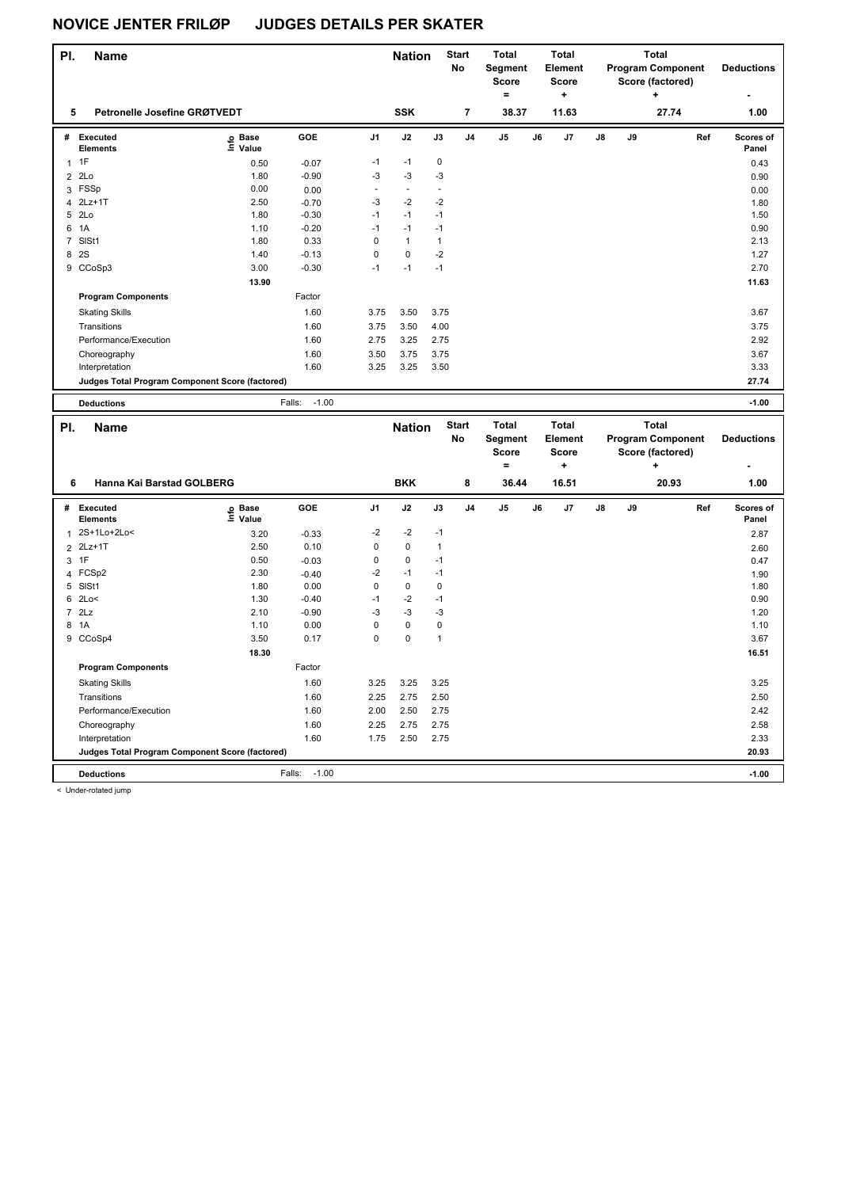# NOVICE JENTER FRILØP JUDGES DETAILS PER SKATER

| Pl. | Name | Nation | Start No | Total Segment Score = | Total Element Score + | Total Program Component Score (factored) + | Deductions - |
|---|---|---|---|---|---|---|---|
| 5 | Petronelle Josefine GRØTVEDT | SSK | 7 | 38.37 | 11.63 | 27.74 | 1.00 |

| # | Executed Elements | Info | Base Value | GOE | J1 | J2 | J3 | J4 | J5 | J6 | J7 | J8 | J9 | Ref | Scores of Panel |
|---|---|---|---|---|---|---|---|---|---|---|---|---|---|---|---|
| 1 | 1F | | 0.50 | -0.07 | -1 | -1 | 0 | | | | | | | | 0.43 |
| 2 | 2Lo | | 1.80 | -0.90 | -3 | -3 | -3 | | | | | | | | 0.90 |
| 3 | FSSp | | 0.00 | 0.00 | - | - | - | | | | | | | | 0.00 |
| 4 | 2Lz+1T | | 2.50 | -0.70 | -3 | -2 | -2 | | | | | | | | 1.80 |
| 5 | 2Lo | | 1.80 | -0.30 | -1 | -1 | -1 | | | | | | | | 1.50 |
| 6 | 1A | | 1.10 | -0.20 | -1 | -1 | -1 | | | | | | | | 0.90 |
| 7 | SlSt1 | | 1.80 | 0.33 | 0 | 1 | 1 | | | | | | | | 2.13 |
| 8 | 2S | | 1.40 | -0.13 | 0 | 0 | -2 | | | | | | | | 1.27 |
| 9 | CCoSp3 | | 3.00 | -0.30 | -1 | -1 | -1 | | | | | | | | 2.70 |
| | | | 13.90 | | | | | | | | | | | | 11.63 |
| | **Program Components** | | | Factor | | | | | | | | | | | |
| | Skating Skills | | | 1.60 | 3.75 | 3.50 | 3.75 | | | | | | | | 3.67 |
| | Transitions | | | 1.60 | 3.75 | 3.50 | 4.00 | | | | | | | | 3.75 |
| | Performance/Execution | | | 1.60 | 2.75 | 3.25 | 2.75 | | | | | | | | 2.92 |
| | Choreography | | | 1.60 | 3.50 | 3.75 | 3.75 | | | | | | | | 3.67 |
| | Interpretation | | | 1.60 | 3.25 | 3.25 | 3.50 | | | | | | | | 3.33 |
| | **Judges Total Program Component Score (factored)** | | | | | | | | | | | | | | 27.74 |
| | **Deductions** | | | Falls: -1.00 | | | | | | | | | | | -1.00 |

| Pl. | Name | Nation | Start No | Total Segment Score = | Total Element Score + | Total Program Component Score (factored) + | Deductions - |
|---|---|---|---|---|---|---|---|
| 6 | Hanna Kai Barstad GOLBERG | BKK | 8 | 36.44 | 16.51 | 20.93 | 1.00 |

| # | Executed Elements | Info | Base Value | GOE | J1 | J2 | J3 | J4 | J5 | J6 | J7 | J8 | J9 | Ref | Scores of Panel |
|---|---|---|---|---|---|---|---|---|---|---|---|---|---|---|---|
| 1 | 2S+1Lo+2Lo< | | 3.20 | -0.33 | -2 | -2 | -1 | | | | | | | | 2.87 |
| 2 | 2Lz+1T | | 2.50 | 0.10 | 0 | 0 | 1 | | | | | | | | 2.60 |
| 3 | 1F | | 0.50 | -0.03 | 0 | 0 | -1 | | | | | | | | 0.47 |
| 4 | FCSp2 | | 2.30 | -0.40 | -2 | -1 | -1 | | | | | | | | 1.90 |
| 5 | SlSt1 | | 1.80 | 0.00 | 0 | 0 | 0 | | | | | | | | 1.80 |
| 6 | 2Lo< | | 1.30 | -0.40 | -1 | -2 | -1 | | | | | | | | 0.90 |
| 7 | 2Lz | | 2.10 | -0.90 | -3 | -3 | -3 | | | | | | | | 1.20 |
| 8 | 1A | | 1.10 | 0.00 | 0 | 0 | 0 | | | | | | | | 1.10 |
| 9 | CCoSp4 | | 3.50 | 0.17 | 0 | 0 | 1 | | | | | | | | 3.67 |
| | | | 18.30 | | | | | | | | | | | | 16.51 |
| | **Program Components** | | | Factor | | | | | | | | | | | |
| | Skating Skills | | | 1.60 | 3.25 | 3.25 | 3.25 | | | | | | | | 3.25 |
| | Transitions | | | 1.60 | 2.25 | 2.75 | 2.50 | | | | | | | | 2.50 |
| | Performance/Execution | | | 1.60 | 2.00 | 2.50 | 2.75 | | | | | | | | 2.42 |
| | Choreography | | | 1.60 | 2.25 | 2.75 | 2.75 | | | | | | | | 2.58 |
| | Interpretation | | | 1.60 | 1.75 | 2.50 | 2.75 | | | | | | | | 2.33 |
| | **Judges Total Program Component Score (factored)** | | | | | | | | | | | | | | 20.93 |
| | **Deductions** | | | Falls: -1.00 | | | | | | | | | | | -1.00 |

< Under-rotated jump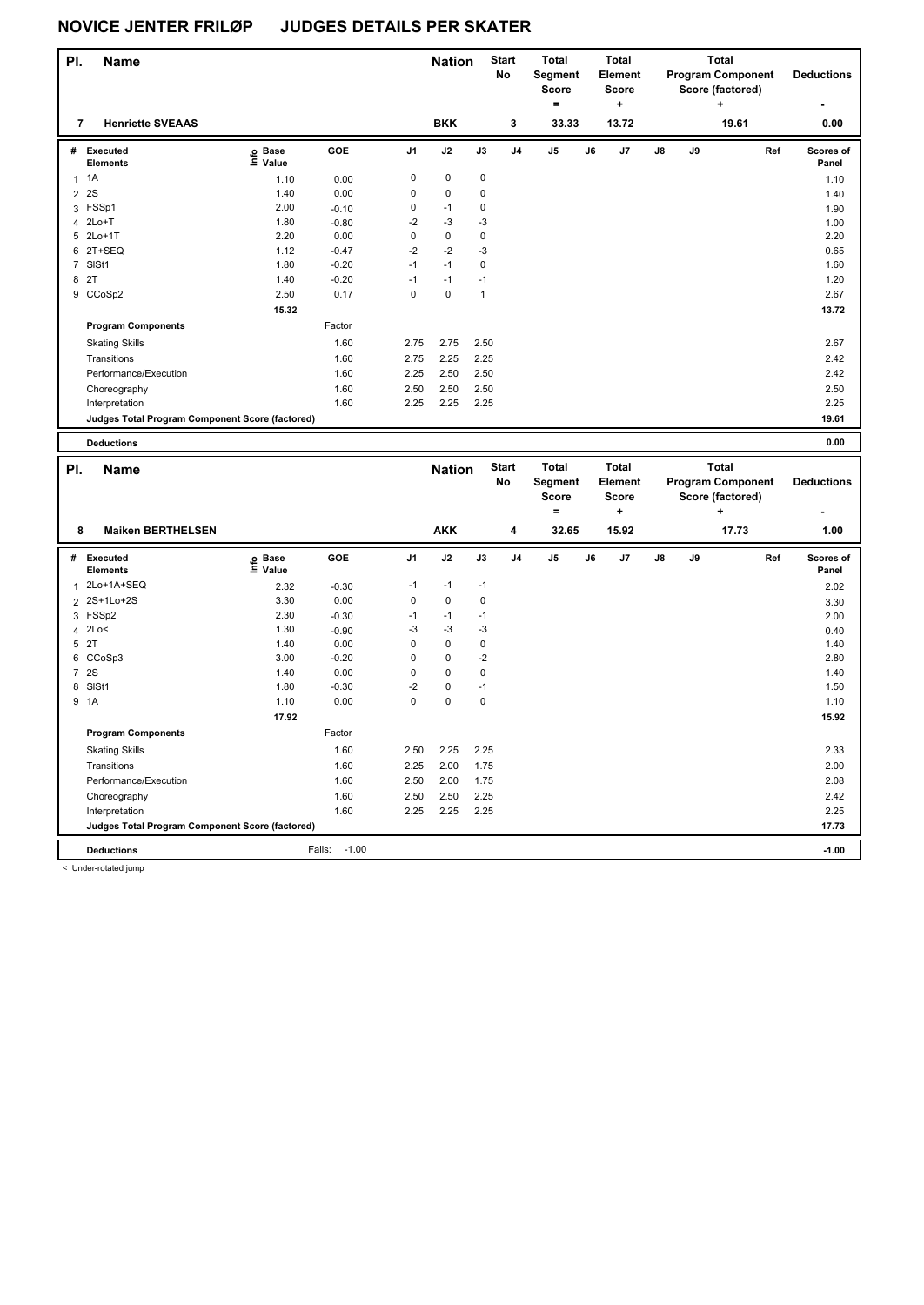# NOVICE JENTER FRILØP JUDGES DETAILS PER SKATER

| Pl. | Name | Nation | Start No | Total Segment Score = | Total Element Score + | Total Program Component Score (factored) + | Deductions - |
|---|---|---|---|---|---|---|---|
| 7 | Henriette SVEAAS | BKK | 3 | 33.33 | 13.72 | 19.61 | 0.00 |

| # | Executed Elements | Info | Base Value | GOE | J1 | J2 | J3 | J4 | J5 | J6 | J7 | J8 | J9 | Ref | Scores of Panel |
|---|---|---|---|---|---|---|---|---|---|---|---|---|---|---|---|
| 1 | 1A | | 1.10 | 0.00 | 0 | 0 | 0 | | | | | | | | 1.10 |
| 2 | 2S | | 1.40 | 0.00 | 0 | 0 | 0 | | | | | | | | 1.40 |
| 3 | FSSp1 | | 2.00 | -0.10 | 0 | -1 | 0 | | | | | | | | 1.90 |
| 4 | 2Lo+T | | 1.80 | -0.80 | -2 | -3 | -3 | | | | | | | | 1.00 |
| 5 | 2Lo+1T | | 2.20 | 0.00 | 0 | 0 | 0 | | | | | | | | 2.20 |
| 6 | 2T+SEQ | | 1.12 | -0.47 | -2 | -2 | -3 | | | | | | | | 0.65 |
| 7 | SlSt1 | | 1.80 | -0.20 | -1 | -1 | 0 | | | | | | | | 1.60 |
| 8 | 2T | | 1.40 | -0.20 | -1 | -1 | -1 | | | | | | | | 1.20 |
| 9 | CCoSp2 | | 2.50 | 0.17 | 0 | 0 | 1 | | | | | | | | 2.67 |
| | | | 15.32 | | | | | | | | | | | | 13.72 |
| | **Program Components** | | | Factor | | | | | | | | | | | |
| | Skating Skills | | | 1.60 | 2.75 | 2.75 | 2.50 | | | | | | | | 2.67 |
| | Transitions | | | 1.60 | 2.75 | 2.25 | 2.25 | | | | | | | | 2.42 |
| | Performance/Execution | | | 1.60 | 2.25 | 2.50 | 2.50 | | | | | | | | 2.42 |
| | Choreography | | | 1.60 | 2.50 | 2.50 | 2.50 | | | | | | | | 2.50 |
| | Interpretation | | | 1.60 | 2.25 | 2.25 | 2.25 | | | | | | | | 2.25 |
| | **Judges Total Program Component Score (factored)** | | | | | | | | | | | | | | 19.61 |
| | **Deductions** | | | | | | | | | | | | | | 0.00 |

| Pl. | Name | Nation | Start No | Total Segment Score = | Total Element Score + | Total Program Component Score (factored) + | Deductions - |
|---|---|---|---|---|---|---|---|
| 8 | Maiken BERTHELSEN | AKK | 4 | 32.65 | 15.92 | 17.73 | 1.00 |

| # | Executed Elements | Info | Base Value | GOE | J1 | J2 | J3 | J4 | J5 | J6 | J7 | J8 | J9 | Ref | Scores of Panel |
|---|---|---|---|---|---|---|---|---|---|---|---|---|---|---|---|
| 1 | 2Lo+1A+SEQ | | 2.32 | -0.30 | -1 | -1 | -1 | | | | | | | | 2.02 |
| 2 | 2S+1Lo+2S | | 3.30 | 0.00 | 0 | 0 | 0 | | | | | | | | 3.30 |
| 3 | FSSp2 | | 2.30 | -0.30 | -1 | -1 | -1 | | | | | | | | 2.00 |
| 4 | 2Lo< | | 1.30 | -0.90 | -3 | -3 | -3 | | | | | | | | 0.40 |
| 5 | 2T | | 1.40 | 0.00 | 0 | 0 | 0 | | | | | | | | 1.40 |
| 6 | CCoSp3 | | 3.00 | -0.20 | 0 | 0 | -2 | | | | | | | | 2.80 |
| 7 | 2S | | 1.40 | 0.00 | 0 | 0 | 0 | | | | | | | | 1.40 |
| 8 | SlSt1 | | 1.80 | -0.30 | -2 | 0 | -1 | | | | | | | | 1.50 |
| 9 | 1A | | 1.10 | 0.00 | 0 | 0 | 0 | | | | | | | | 1.10 |
| | | | 17.92 | | | | | | | | | | | | 15.92 |
| | **Program Components** | | | Factor | | | | | | | | | | | |
| | Skating Skills | | | 1.60 | 2.50 | 2.25 | 2.25 | | | | | | | | 2.33 |
| | Transitions | | | 1.60 | 2.25 | 2.00 | 1.75 | | | | | | | | 2.00 |
| | Performance/Execution | | | 1.60 | 2.50 | 2.00 | 1.75 | | | | | | | | 2.08 |
| | Choreography | | | 1.60 | 2.50 | 2.50 | 2.25 | | | | | | | | 2.42 |
| | Interpretation | | | 1.60 | 2.25 | 2.25 | 2.25 | | | | | | | | 2.25 |
| | **Judges Total Program Component Score (factored)** | | | | | | | | | | | | | | 17.73 |
| | **Deductions** | | | Falls: -1.00 | | | | | | | | | | | -1.00 |

< Under-rotated jump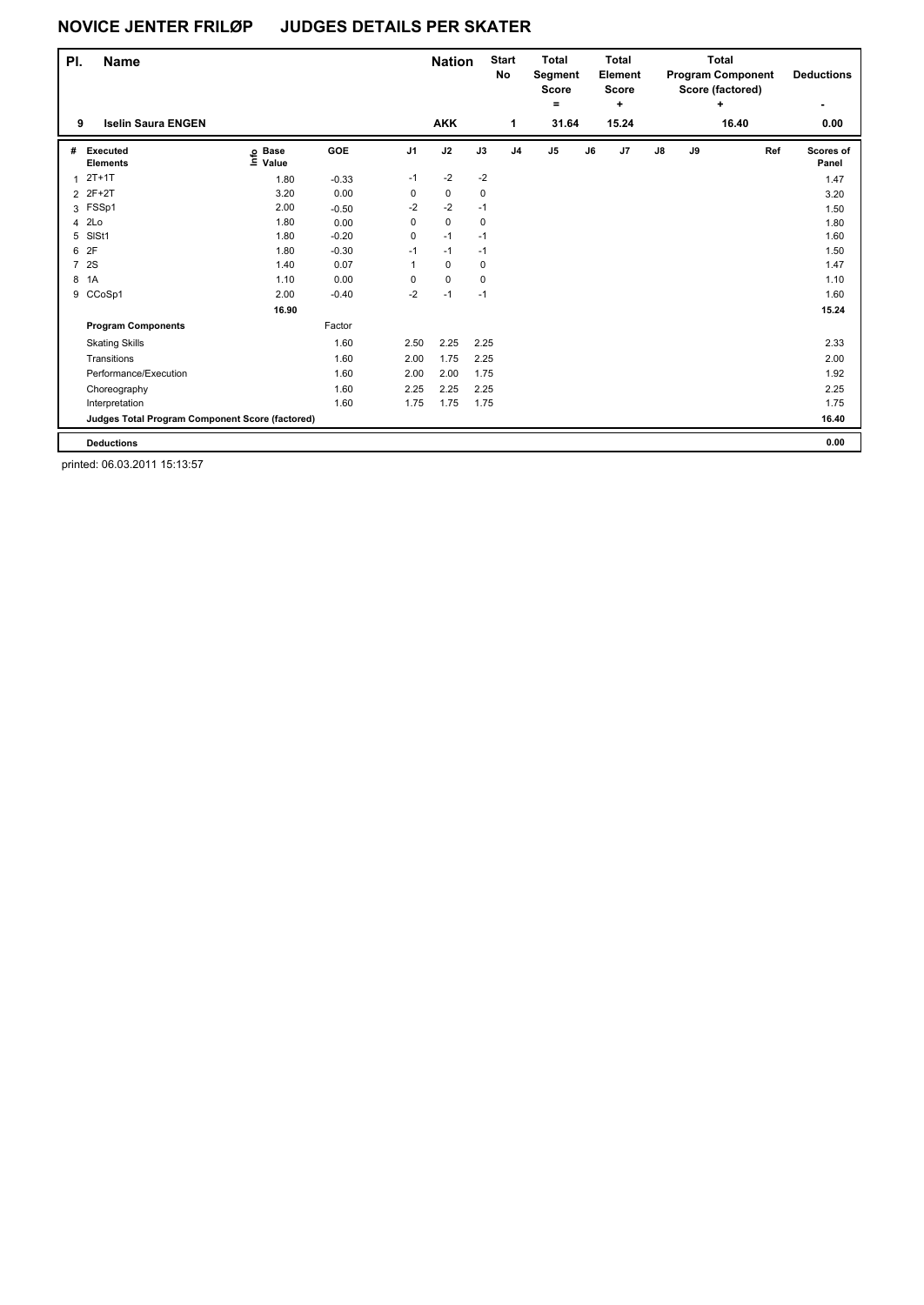# NOVICE JENTER FRILØP JUDGES DETAILS PER SKATER

| Pl. | Name | Nation | Start No | Total Segment Score = | Total Element Score + | Total Program Component Score (factored) + | Deductions - |
|---|---|---|---|---|---|---|---|
| 9 | Iselin Saura ENGEN | AKK | 1 | 31.64 | 15.24 | 16.40 | 0.00 |

| # | Executed Elements | Info | Base Value | GOE | J1 | J2 | J3 | J4 | J5 | J6 | J7 | J8 | J9 | Ref | Scores of Panel |
|---|---|---|---|---|---|---|---|---|---|---|---|---|---|---|---|
| 1 | 2T+1T | | 1.80 | -0.33 | -1 | -2 | -2 | | | | | | | | 1.47 |
| 2 | 2F+2T | | 3.20 | 0.00 | 0 | 0 | 0 | | | | | | | | 3.20 |
| 3 | FSSp1 | | 2.00 | -0.50 | -2 | -2 | -1 | | | | | | | | 1.50 |
| 4 | 2Lo | | 1.80 | 0.00 | 0 | 0 | 0 | | | | | | | | 1.80 |
| 5 | SlSt1 | | 1.80 | -0.20 | 0 | -1 | -1 | | | | | | | | 1.60 |
| 6 | 2F | | 1.80 | -0.30 | -1 | -1 | -1 | | | | | | | | 1.50 |
| 7 | 2S | | 1.40 | 0.07 | 1 | 0 | 0 | | | | | | | | 1.47 |
| 8 | 1A | | 1.10 | 0.00 | 0 | 0 | 0 | | | | | | | | 1.10 |
| 9 | CCoSp1 | | 2.00 | -0.40 | -2 | -1 | -1 | | | | | | | | 1.60 |
| | | | 16.90 | | | | | | | | | | | | 15.24 |
| | **Program Components** | | | Factor | | | | | | | | | | | |
| | Skating Skills | | | 1.60 | 2.50 | 2.25 | 2.25 | | | | | | | | 2.33 |
| | Transitions | | | 1.60 | 2.00 | 1.75 | 2.25 | | | | | | | | 2.00 |
| | Performance/Execution | | | 1.60 | 2.00 | 2.00 | 1.75 | | | | | | | | 1.92 |
| | Choreography | | | 1.60 | 2.25 | 2.25 | 2.25 | | | | | | | | 2.25 |
| | Interpretation | | | 1.60 | 1.75 | 1.75 | 1.75 | | | | | | | | 1.75 |
| | **Judges Total Program Component Score (factored)** | | | | | | | | | | | | | | 16.40 |
| | **Deductions** | | | | | | | | | | | | | | 0.00 |

printed: 06.03.2011 15:13:57